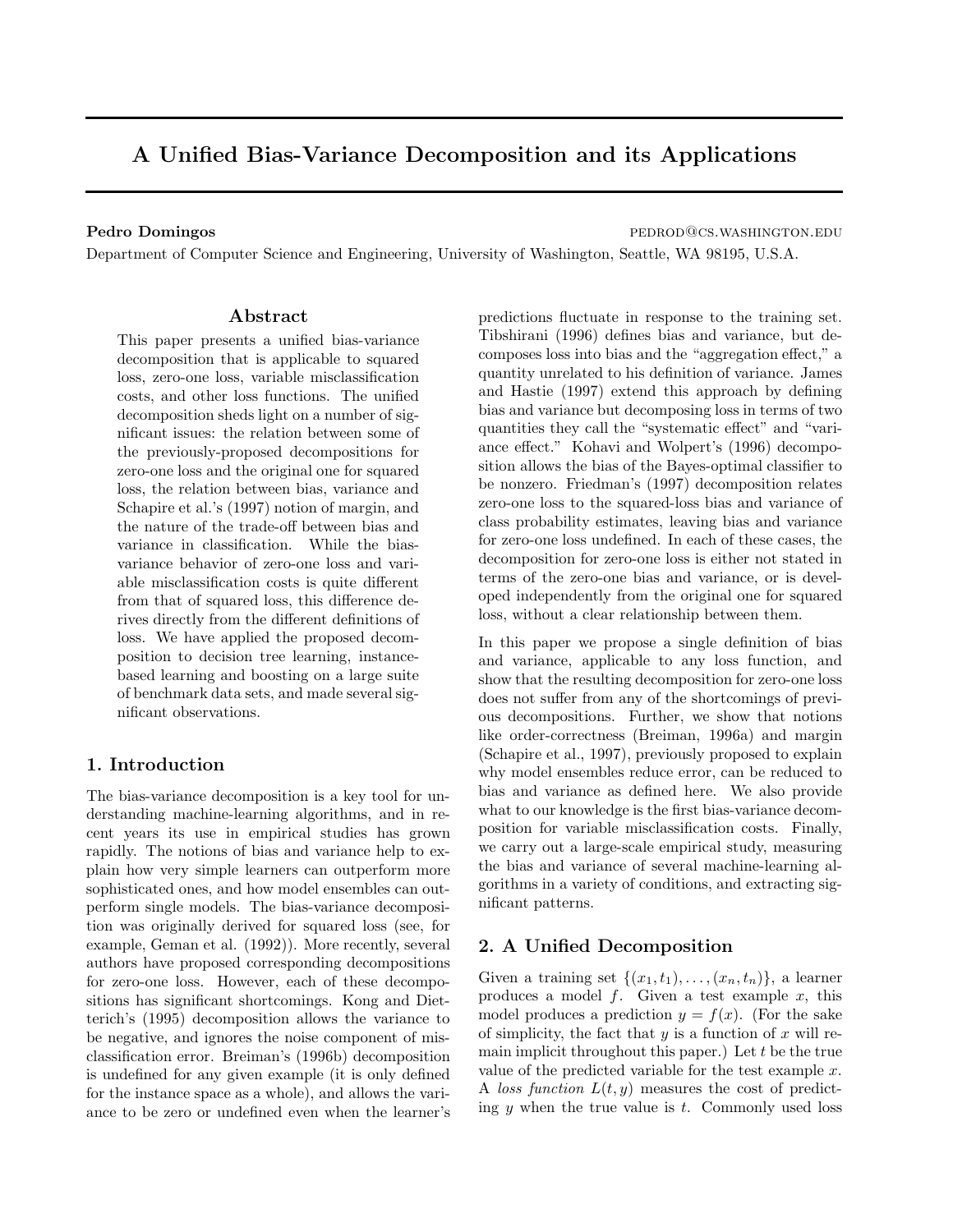# A Unified Bias-Variance Decomposition and its Applications

**Pedro Domingos** pedrod@cs.washington.edu

Department of Computer Science and Engineering, University of Washington, Seattle, WA 98195, U.S.A.

## Abstract

This paper presents a unified bias-variance decomposition that is applicable to squared loss, zero-one loss, variable misclassification costs, and other loss functions. The unified decomposition sheds light on a number of significant issues: the relation between some of the previously-proposed decompositions for zero-one loss and the original one for squared loss, the relation between bias, variance and Schapire et al.'s (1997) notion of margin, and the nature of the trade-off between bias and variance in classification. While the bias-variance behavior of zero-one loss and variable misclassification costs is quite different from that of squared loss, this difference derives directly from the different definitions of loss. We have applied the proposed decomposition to decision tree learning, instance-based learning and boosting on a large suite of benchmark data sets, and made several significant observations.

## 1. Introduction

The bias-variance decomposition is a key tool for understanding machine-learning algorithms, and in recent years its use in empirical studies has grown rapidly. The notions of bias and variance help to explain how very simple learners can outperform more sophisticated ones, and how model ensembles can outperform single models. The bias-variance decomposition was originally derived for squared loss (see, for example, Geman et al. (1992)). More recently, several authors have proposed corresponding decompositions for zero-one loss. However, each of these decompositions has significant shortcomings. Kong and Dietterich's (1995) decomposition allows the variance to be negative, and ignores the noise component of misclassification error. Breiman's (1996b) decomposition is undefined for any given example (it is only defined for the instance space as a whole), and allows the variance to be zero or undefined even when the learner's predictions fluctuate in response to the training set. Tibshirani (1996) defines bias and variance, but decomposes loss into bias and the "aggregation effect," a quantity unrelated to his definition of variance. James and Hastie (1997) extend this approach by defining bias and variance but decomposing loss in terms of two quantities they call the "systematic effect" and "variance effect." Kohavi and Wolpert's (1996) decomposition allows the bias of the Bayes-optimal classifier to be nonzero. Friedman's (1997) decomposition relates zero-one loss to the squared-loss bias and variance of class probability estimates, leaving bias and variance for zero-one loss undefined. In each of these cases, the decomposition for zero-one loss is either not stated in terms of the zero-one bias and variance, or is developed independently from the original one for squared loss, without a clear relationship between them.

In this paper we propose a single definition of bias and variance, applicable to any loss function, and show that the resulting decomposition for zero-one loss does not suffer from any of the shortcomings of previous decompositions. Further, we show that notions like order-correctness (Breiman, 1996a) and margin (Schapire et al., 1997), previously proposed to explain why model ensembles reduce error, can be reduced to bias and variance as defined here. We also provide what to our knowledge is the first bias-variance decomposition for variable misclassification costs. Finally, we carry out a large-scale empirical study, measuring the bias and variance of several machine-learning algorithms in a variety of conditions, and extracting significant patterns.

## 2. A Unified Decomposition

Given a training set $\{(x_1, t_1), \ldots, (x_n, t_n)\}$, a learner produces a model $f$. Given a test example $x$, this model produces a prediction $y = f(x)$. (For the sake of simplicity, the fact that $y$ is a function of $x$ will remain implicit throughout this paper.) Let $t$ be the true value of the predicted variable for the test example $x$. A *loss function* $L(t, y)$ measures the cost of predicting $y$ when the true value is $t$. Commonly used loss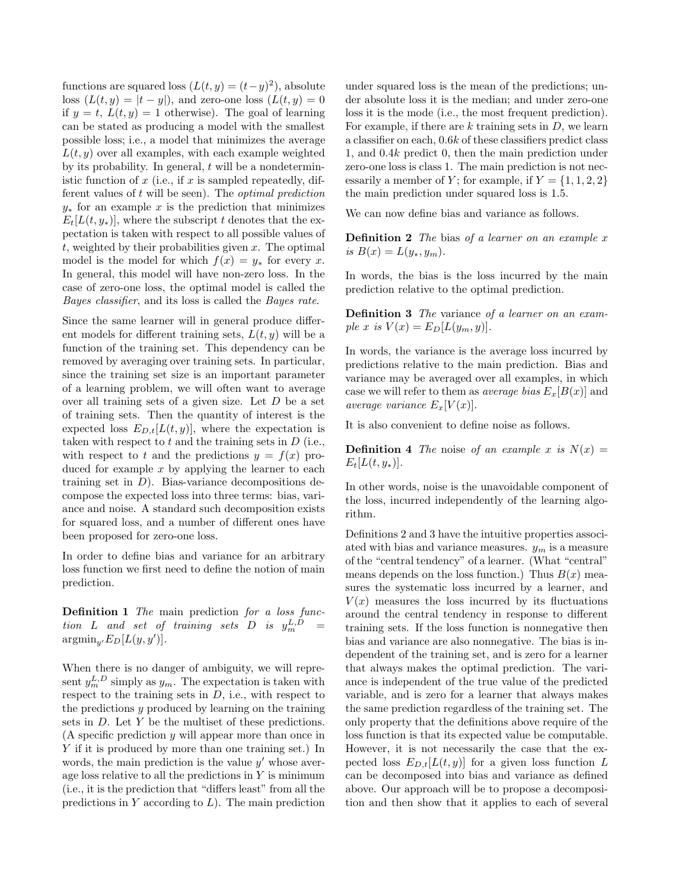functions are squared loss ($L(t, y) = (t-y)^2$), absolute loss ($L(t, y) = |t - y|$), and zero-one loss ($L(t, y) = 0$ if $y = t$, $L(t, y) = 1$ otherwise). The goal of learning can be stated as producing a model with the smallest possible loss; i.e., a model that minimizes the average $L(t, y)$ over all examples, with each example weighted by its probability. In general, $t$ will be a nondeterministic function of $x$ (i.e., if $x$ is sampled repeatedly, different values of $t$ will be seen). The *optimal prediction* $y_*$ for an example $x$ is the prediction that minimizes $E_t[L(t, y_*)]$, where the subscript $t$ denotes that the expectation is taken with respect to all possible values of $t$, weighted by their probabilities given $x$. The optimal model is the model for which $f(x) = y_*$ for every $x$. In general, this model will have non-zero loss. In the case of zero-one loss, the optimal model is called the *Bayes classifier*, and its loss is called the *Bayes rate*.

Since the same learner will in general produce different models for different training sets, $L(t, y)$ will be a function of the training set. This dependency can be removed by averaging over training sets. In particular, since the training set size is an important parameter of a learning problem, we will often want to average over all training sets of a given size. Let $D$ be a set of training sets. Then the quantity of interest is the expected loss $E_{D,t}[L(t, y)]$, where the expectation is taken with respect to $t$ and the training sets in $D$ (i.e., with respect to $t$ and the predictions $y = f(x)$ produced for example $x$ by applying the learner to each training set in $D$). Bias-variance decompositions decompose the expected loss into three terms: bias, variance and noise. A standard such decomposition exists for squared loss, and a number of different ones have been proposed for zero-one loss.

In order to define bias and variance for an arbitrary loss function we first need to define the notion of main prediction.

**Definition 1** *The* main prediction *for a loss function $L$ and set of training sets $D$ is $y_m^{L,D} = \text{argmin}_{y'} E_D[L(y, y')]$.*

When there is no danger of ambiguity, we will represent $y_m^{L,D}$ simply as $y_m$. The expectation is taken with respect to the training sets in $D$, i.e., with respect to the predictions $y$ produced by learning on the training sets in $D$. Let $Y$ be the multiset of these predictions. (A specific prediction $y$ will appear more than once in $Y$ if it is produced by more than one training set.) In words, the main prediction is the value $y'$ whose average loss relative to all the predictions in $Y$ is minimum (i.e., it is the prediction that "differs least" from all the predictions in $Y$ according to $L$). The main prediction under squared loss is the mean of the predictions; under absolute loss it is the median; and under zero-one loss it is the mode (i.e., the most frequent prediction). For example, if there are $k$ training sets in $D$, we learn a classifier on each, $0.6k$ of these classifiers predict class 1, and $0.4k$ predict 0, then the main prediction under zero-one loss is class 1. The main prediction is not necessarily a member of $Y$; for example, if $Y = \{1, 1, 2, 2\}$ the main prediction under squared loss is 1.5.

We can now define bias and variance as follows.

**Definition 2** *The* bias *of a learner on an example $x$ is $B(x) = L(y_*, y_m)$.*

In words, the bias is the loss incurred by the main prediction relative to the optimal prediction.

**Definition 3** *The* variance *of a learner on an example $x$ is $V(x) = E_D[L(y_m, y)]$.*

In words, the variance is the average loss incurred by predictions relative to the main prediction. Bias and variance may be averaged over all examples, in which case we will refer to them as *average bias* $E_x[B(x)]$ and *average variance* $E_x[V(x)]$.

It is also convenient to define noise as follows.

**Definition 4** *The noise of an example $x$ is $N(x) = E_t[L(t, y_*)]$.*

In other words, noise is the unavoidable component of the loss, incurred independently of the learning algorithm.

Definitions 2 and 3 have the intuitive properties associated with bias and variance measures. $y_m$ is a measure of the "central tendency" of a learner. (What "central" means depends on the loss function.) Thus $B(x)$ measures the systematic loss incurred by a learner, and $V(x)$ measures the loss incurred by its fluctuations around the central tendency in response to different training sets. If the loss function is nonnegative then bias and variance are also nonnegative. The bias is independent of the training set, and is zero for a learner that always makes the optimal prediction. The variance is independent of the true value of the predicted variable, and is zero for a learner that always makes the same prediction regardless of the training set. The only property that the definitions above require of the loss function is that its expected value be computable. However, it is not necessarily the case that the expected loss $E_{D,t}[L(t, y)]$ for a given loss function $L$ can be decomposed into bias and variance as defined above. Our approach will be to propose a decomposition and then show that it applies to each of several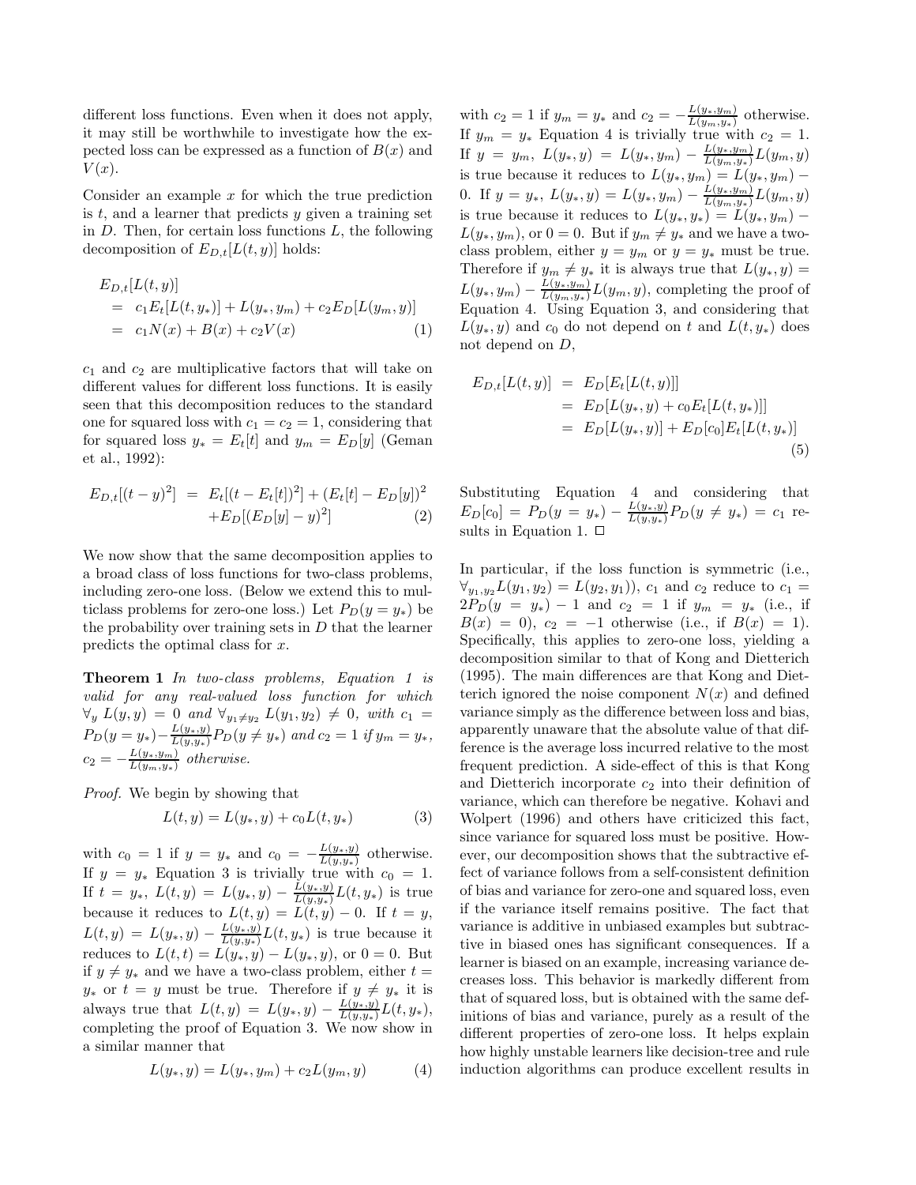different loss functions. Even when it does not apply, it may still be worthwhile to investigate how the expected loss can be expressed as a function of $B(x)$ and $V(x)$.

Consider an example $x$ for which the true prediction is $t$, and a learner that predicts $y$ given a training set in $D$. Then, for certain loss functions $L$, the following decomposition of $E_{D,t}[L(t,y)]$ holds:

$$
\begin{aligned}
E_{D,t}[L(t,y)] &= c_1 E_t[L(t,y_*)] + L(y_*,y_m) + c_2 E_D[L(y_m,y)] \\
&= c_1 N(x) + B(x) + c_2 V(x) \qquad (1)
\end{aligned}
$$

$c_1$ and $c_2$ are multiplicative factors that will take on different values for different loss functions. It is easily seen that this decomposition reduces to the standard one for squared loss with $c_1 = c_2 = 1$, considering that for squared loss $y_* = E_t[t]$ and $y_m = E_D[y]$ (Geman et al., 1992):

$$
\begin{aligned}
E_{D,t}[(t-y)^2] &= E_t[(t-E_t[t])^2] + (E_t[t] - E_D[y])^2 \\
&\quad + E_D[(E_D[y]-y)^2] \qquad (2)
\end{aligned}
$$

We now show that the same decomposition applies to a broad class of loss functions for two-class problems, including zero-one loss. (Below we extend this to multiclass problems for zero-one loss.) Let $P_D(y = y_*)$ be the probability over training sets in $D$ that the learner predicts the optimal class for $x$.

**Theorem 1** *In two-class problems, Equation 1 is valid for any real-valued loss function for which* $\forall_y\, L(y,y) = 0$ *and* $\forall_{y_1 \neq y_2}\, L(y_1,y_2) \neq 0$*, with* $c_1 = P_D(y = y_*) - \frac{L(y_*,y)}{L(y,y_*)} P_D(y \neq y_*)$ *and* $c_2 = 1$ *if* $y_m = y_*$*,* $c_2 = -\frac{L(y_*,y_m)}{L(y_m,y_*)}$ *otherwise.*

*Proof.* We begin by showing that

$$
L(t,y) = L(y_*,y) + c_0 L(t,y_*) \qquad (3)
$$

with $c_0 = 1$ if $y = y_*$ and $c_0 = -\frac{L(y_*,y)}{L(y,y_*)}$ otherwise. If $y = y_*$ Equation 3 is trivially true with $c_0 = 1$. If $t = y_*$, $L(t,y) = L(y_*,y) - \frac{L(y_*,y)}{L(y,y_*)} L(t,y_*)$ is true because it reduces to $L(t,y) = L(t,y) - 0$. If $t = y$, $L(t,y) = L(y_*,y) - \frac{L(y_*,y)}{L(y,y_*)} L(t,y_*)$ is true because it reduces to $L(t,t) = L(y_*,y) - L(y_*,y)$, or $0 = 0$. But if $y \neq y_*$ and we have a two-class problem, either $t = y_*$ or $t = y$ must be true. Therefore if $y \neq y_*$ it is always true that $L(t,y) = L(y_*,y) - \frac{L(y_*,y)}{L(y,y_*)} L(t,y_*)$, completing the proof of Equation 3. We now show in a similar manner that

$$
L(y_*,y) = L(y_*,y_m) + c_2 L(y_m,y) \qquad (4)
$$

with $c_2 = 1$ if $y_m = y_*$ and $c_2 = -\frac{L(y_*,y_m)}{L(y_m,y_*)}$ otherwise. If $y_m = y_*$ Equation 4 is trivially true with $c_2 = 1$. If $y = y_m$, $L(y_*,y) = L(y_*,y_m) - \frac{L(y_*,y_m)}{L(y_m,y_*)} L(y_m,y)$ is true because it reduces to $L(y_*,y_m) = L(y_*,y_m) - 0$. If $y = y_*$, $L(y_*,y) = L(y_*,y_m) - \frac{L(y_*,y_m)}{L(y_m,y_*)} L(y_m,y)$ is true because it reduces to $L(y_*,y_*) = L(y_*,y_m) - L(y_*,y_m)$, or $0 = 0$. But if $y_m \neq y_*$ and we have a two-class problem, either $y = y_m$ or $y = y_*$ must be true. Therefore if $y_m \neq y_*$ it is always true that $L(y_*,y) = L(y_*,y_m) - \frac{L(y_*,y_m)}{L(y_m,y_*)} L(y_m,y)$, completing the proof of Equation 4. Using Equation 3, and considering that $L(y_*,y)$ and $c_0$ do not depend on $t$ and $L(t,y_*)$ does not depend on $D$,

$$
\begin{aligned}
E_{D,t}[L(t,y)] &= E_D[E_t[L(t,y)]] \\
&= E_D[L(y_*,y) + c_0 E_t[L(t,y_*)]] \\
&= E_D[L(y_*,y)] + E_D[c_0] E_t[L(t,y_*)] \qquad (5)
\end{aligned}
$$

Substituting Equation 4 and considering that $E_D[c_0] = P_D(y = y_*) - \frac{L(y_*,y)}{L(y,y_*)} P_D(y \neq y_*) = c_1$ results in Equation 1. □

In particular, if the loss function is symmetric (i.e., $\forall_{y_1,y_2} L(y_1,y_2) = L(y_2,y_1)$), $c_1$ and $c_2$ reduce to $c_1 = 2P_D(y = y_*) - 1$ and $c_2 = 1$ if $y_m = y_*$ (i.e., if $B(x) = 0$), $c_2 = -1$ otherwise (i.e., if $B(x) = 1$). Specifically, this applies to zero-one loss, yielding a decomposition similar to that of Kong and Dietterich (1995). The main differences are that Kong and Dietterich ignored the noise component $N(x)$ and defined variance simply as the difference between loss and bias, apparently unaware that the absolute value of that difference is the average loss incurred relative to the most frequent prediction. A side-effect of this is that Kong and Dietterich incorporate $c_2$ into their definition of variance, which can therefore be negative. Kohavi and Wolpert (1996) and others have criticized this fact, since variance for squared loss must be positive. However, our decomposition shows that the subtractive effect of variance follows from a self-consistent definition of bias and variance for zero-one and squared loss, even if the variance itself remains positive. The fact that variance is additive in unbiased examples but subtractive in biased ones has significant consequences. If a learner is biased on an example, increasing variance decreases loss. This behavior is markedly different from that of squared loss, but is obtained with the same definitions of bias and variance, purely as a result of the different properties of zero-one loss. It helps explain how highly unstable learners like decision-tree and rule induction algorithms can produce excellent results in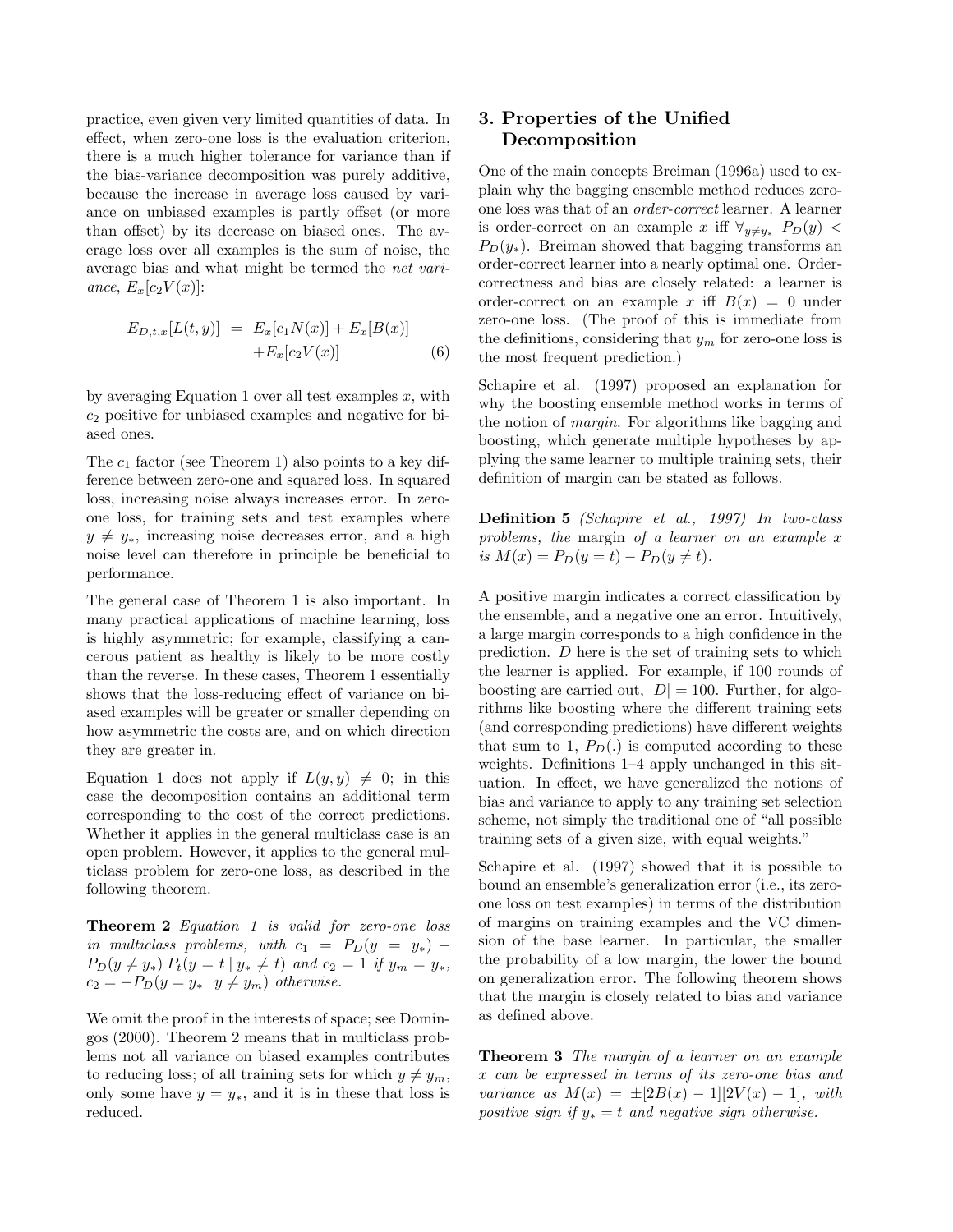practice, even given very limited quantities of data. In effect, when zero-one loss is the evaluation criterion, there is a much higher tolerance for variance than if the bias-variance decomposition was purely additive, because the increase in average loss caused by variance on unbiased examples is partly offset (or more than offset) by its decrease on biased ones. The average loss over all examples is the sum of noise, the average bias and what might be termed the *net variance*, $E_x[c_2 V(x)]$:

$$
\begin{aligned}
E_{D,t,x}[L(t,y)] &= E_x[c_1 N(x)] + E_x[B(x)] \\
&\quad + E_x[c_2 V(x)] \qquad (6)
\end{aligned}
$$

by averaging Equation 1 over all test examples $x$, with $c_2$ positive for unbiased examples and negative for biased ones.

The $c_1$ factor (see Theorem 1) also points to a key difference between zero-one and squared loss. In squared loss, increasing noise always increases error. In zero-one loss, for training sets and test examples where $y \neq y_*$, increasing noise decreases error, and a high noise level can therefore in principle be beneficial to performance.

The general case of Theorem 1 is also important. In many practical applications of machine learning, loss is highly asymmetric; for example, classifying a cancerous patient as healthy is likely to be more costly than the reverse. In these cases, Theorem 1 essentially shows that the loss-reducing effect of variance on biased examples will be greater or smaller depending on how asymmetric the costs are, and on which direction they are greater in.

Equation 1 does not apply if $L(y, y) \neq 0$; in this case the decomposition contains an additional term corresponding to the cost of the correct predictions. Whether it applies in the general multiclass case is an open problem. However, it applies to the general multiclass problem for zero-one loss, as described in the following theorem.

**Theorem 2** *Equation 1 is valid for zero-one loss in multiclass problems, with* $c_1 = P_D(y = y_*) - P_D(y \neq y_*)\, P_t(y = t \mid y_* \neq t)$ *and* $c_2 = 1$ *if* $y_m = y_*$, $c_2 = -P_D(y = y_* \mid y \neq y_m)$ *otherwise.*

We omit the proof in the interests of space; see Domingos (2000). Theorem 2 means that in multiclass problems not all variance on biased examples contributes to reducing loss; of all training sets for which $y \neq y_m$, only some have $y = y_*$, and it is in these that loss is reduced.

## 3. Properties of the Unified Decomposition

One of the main concepts Breiman (1996a) used to explain why the bagging ensemble method reduces zero-one loss was that of an *order-correct* learner. A learner is order-correct on an example $x$ iff $\forall_{y \neq y_*}\ P_D(y) < P_D(y_*)$. Breiman showed that bagging transforms an order-correct learner into a nearly optimal one. Order-correctness and bias are closely related: a learner is order-correct on an example $x$ iff $B(x) = 0$ under zero-one loss. (The proof of this is immediate from the definitions, considering that $y_m$ for zero-one loss is the most frequent prediction.)

Schapire et al. (1997) proposed an explanation for why the boosting ensemble method works in terms of the notion of *margin*. For algorithms like bagging and boosting, which generate multiple hypotheses by applying the same learner to multiple training sets, their definition of margin can be stated as follows.

**Definition 5** *(Schapire et al., 1997) In two-class problems, the* margin *of a learner on an example $x$ is* $M(x) = P_D(y = t) - P_D(y \neq t)$.

A positive margin indicates a correct classification by the ensemble, and a negative one an error. Intuitively, a large margin corresponds to a high confidence in the prediction. $D$ here is the set of training sets to which the learner is applied. For example, if 100 rounds of boosting are carried out, $|D| = 100$. Further, for algorithms like boosting where the different training sets (and corresponding predictions) have different weights that sum to 1, $P_D(.)$ is computed according to these weights. Definitions 1–4 apply unchanged in this situation. In effect, we have generalized the notions of bias and variance to apply to any training set selection scheme, not simply the traditional one of "all possible training sets of a given size, with equal weights."

Schapire et al. (1997) showed that it is possible to bound an ensemble's generalization error (i.e., its zero-one loss on test examples) in terms of the distribution of margins on training examples and the VC dimension of the base learner. In particular, the smaller the probability of a low margin, the lower the bound on generalization error. The following theorem shows that the margin is closely related to bias and variance as defined above.

**Theorem 3** *The margin of a learner on an example $x$ can be expressed in terms of its zero-one bias and variance as* $M(x) = \pm[2B(x) - 1][2V(x) - 1]$, *with positive sign if* $y_* = t$ *and negative sign otherwise.*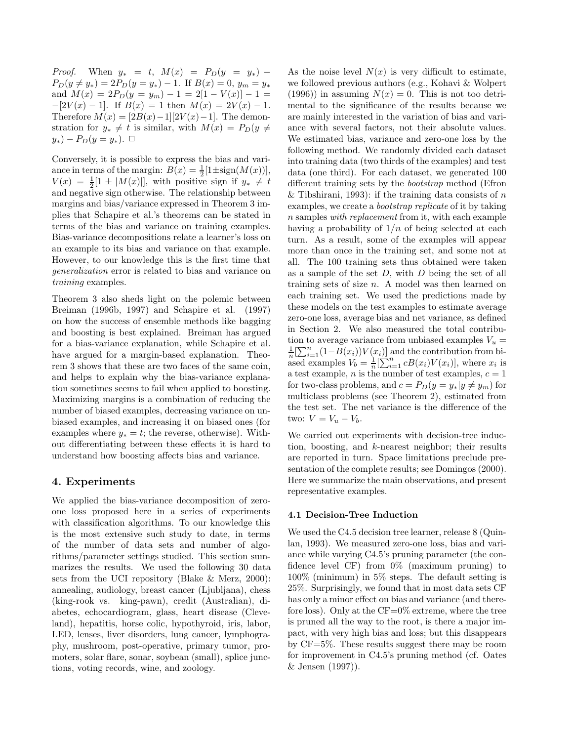*Proof.* When $y_* = t$, $M(x) = P_D(y = y_*) - P_D(y \neq y_*) = 2P_D(y = y_*) - 1$. If $B(x) = 0$, $y_m = y_*$ and $M(x) = 2P_D(y = y_m) - 1 = 2[1 - V(x)] - 1 = -[2V(x) - 1]$. If $B(x) = 1$ then $M(x) = 2V(x) - 1$. Therefore $M(x) = [2B(x) - 1][2V(x) - 1]$. The demonstration for $y_* \neq t$ is similar, with $M(x) = P_D(y \neq y_*) - P_D(y = y_*)$. □

Conversely, it is possible to express the bias and variance in terms of the margin: $B(x) = \frac{1}{2}[1 \pm \text{sign}(M(x))]$, $V(x) = \frac{1}{2}[1 \pm |M(x)|]$, with positive sign if $y_* \neq t$ and negative sign otherwise. The relationship between margins and bias/variance expressed in Theorem 3 implies that Schapire et al.'s theorems can be stated in terms of the bias and variance on training examples. Bias-variance decompositions relate a learner's loss on an example to its bias and variance on that example. However, to our knowledge this is the first time that *generalization* error is related to bias and variance on *training* examples.

Theorem 3 also sheds light on the polemic between Breiman (1996b, 1997) and Schapire et al. (1997) on how the success of ensemble methods like bagging and boosting is best explained. Breiman has argued for a bias-variance explanation, while Schapire et al. have argued for a margin-based explanation. Theorem 3 shows that these are two faces of the same coin, and helps to explain why the bias-variance explanation sometimes seems to fail when applied to boosting. Maximizing margins is a combination of reducing the number of biased examples, decreasing variance on unbiased examples, and increasing it on biased ones (for examples where $y_* = t$; the reverse, otherwise). Without differentiating between these effects it is hard to understand how boosting affects bias and variance.

## 4. Experiments

We applied the bias-variance decomposition of zero-one loss proposed here in a series of experiments with classification algorithms. To our knowledge this is the most extensive such study to date, in terms of the number of data sets and number of algorithms/parameter settings studied. This section summarizes the results. We used the following 30 data sets from the UCI repository (Blake & Merz, 2000): annealing, audiology, breast cancer (Ljubljana), chess (king-rook vs. king-pawn), credit (Australian), diabetes, echocardiogram, glass, heart disease (Cleveland), hepatitis, horse colic, hypothyroid, iris, labor, LED, lenses, liver disorders, lung cancer, lymphography, mushroom, post-operative, primary tumor, promoters, solar flare, sonar, soybean (small), splice junctions, voting records, wine, and zoology.

As the noise level $N(x)$ is very difficult to estimate, we followed previous authors (e.g., Kohavi & Wolpert (1996)) in assuming $N(x) = 0$. This is not too detrimental to the significance of the results because we are mainly interested in the variation of bias and variance with several factors, not their absolute values. We estimated bias, variance and zero-one loss by the following method. We randomly divided each dataset into training data (two thirds of the examples) and test data (one third). For each dataset, we generated 100 different training sets by the *bootstrap* method (Efron & Tibshirani, 1993): if the training data consists of $n$ examples, we create a *bootstrap replicate* of it by taking $n$ samples *with replacement* from it, with each example having a probability of $1/n$ of being selected at each turn. As a result, some of the examples will appear more than once in the training set, and some not at all. The 100 training sets thus obtained were taken as a sample of the set $D$, with $D$ being the set of all training sets of size $n$. A model was then learned on each training set. We used the predictions made by these models on the test examples to estimate average zero-one loss, average bias and net variance, as defined in Section 2. We also measured the total contribution to average variance from unbiased examples $V_u = \frac{1}{n}[\sum_{i=1}^{n}(1-B(x_i))V(x_i)]$ and the contribution from biased examples $V_b = \frac{1}{n}[\sum_{i=1}^{n} cB(x_i)V(x_i)]$, where $x_i$ is a test example, $n$ is the number of test examples, $c = 1$ for two-class problems, and $c = P_D(y = y_*|y \neq y_m)$ for multiclass problems (see Theorem 2), estimated from the test set. The net variance is the difference of the two: $V = V_u - V_b$.

We carried out experiments with decision-tree induction, boosting, and $k$-nearest neighbor; their results are reported in turn. Space limitations preclude presentation of the complete results; see Domingos (2000). Here we summarize the main observations, and present representative examples.

### 4.1 Decision-Tree Induction

We used the C4.5 decision tree learner, release 8 (Quinlan, 1993). We measured zero-one loss, bias and variance while varying C4.5's pruning parameter (the confidence level CF) from 0% (maximum pruning) to 100% (minimum) in 5% steps. The default setting is 25%. Surprisingly, we found that in most data sets CF has only a minor effect on bias and variance (and therefore loss). Only at the CF=0% extreme, where the tree is pruned all the way to the root, is there a major impact, with very high bias and loss; but this disappears by CF=5%. These results suggest there may be room for improvement in C4.5's pruning method (cf. Oates & Jensen (1997)).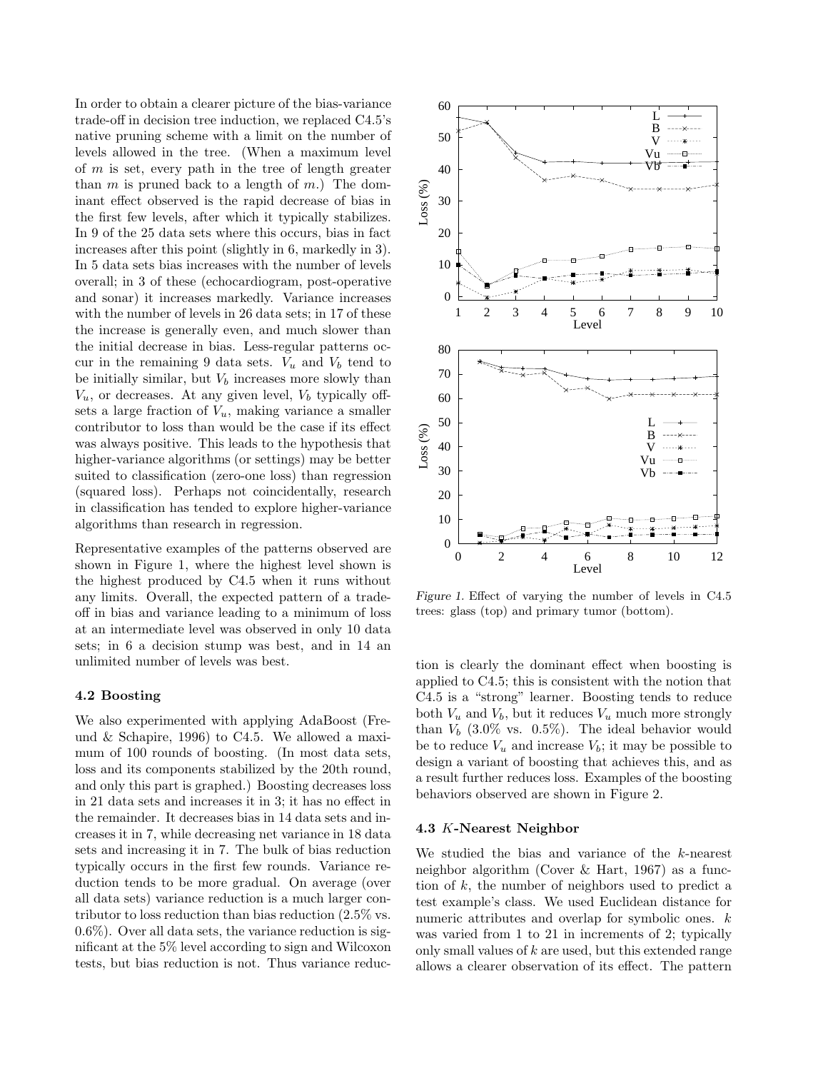In order to obtain a clearer picture of the bias-variance trade-off in decision tree induction, we replaced C4.5's native pruning scheme with a limit on the number of levels allowed in the tree. (When a maximum level of $m$ is set, every path in the tree of length greater than $m$ is pruned back to a length of $m$.) The dominant effect observed is the rapid decrease of bias in the first few levels, after which it typically stabilizes. In 9 of the 25 data sets where this occurs, bias in fact increases after this point (slightly in 6, markedly in 3). In 5 data sets bias increases with the number of levels overall; in 3 of these (echocardiogram, post-operative and sonar) it increases markedly. Variance increases with the number of levels in 26 data sets; in 17 of these the increase is generally even, and much slower than the initial decrease in bias. Less-regular patterns occur in the remaining 9 data sets. $V_u$ and $V_b$ tend to be initially similar, but $V_b$ increases more slowly than $V_u$, or decreases. At any given level, $V_b$ typically offsets a large fraction of $V_u$, making variance a smaller contributor to loss than would be the case if its effect was always positive. This leads to the hypothesis that higher-variance algorithms (or settings) may be better suited to classification (zero-one loss) than regression (squared loss). Perhaps not coincidentally, research in classification has tended to explore higher-variance algorithms than research in regression.

Representative examples of the patterns observed are shown in Figure 1, where the highest level shown is the highest produced by C4.5 when it runs without any limits. Overall, the expected pattern of a trade-off in bias and variance leading to a minimum of loss at an intermediate level was observed in only 10 data sets; in 6 a decision stump was best, and in 14 an unlimited number of levels was best.

*Figure 1.* Effect of varying the number of levels in C4.5 trees: glass (top) and primary tumor (bottom).

### 4.2 Boosting

We also experimented with applying AdaBoost (Freund & Schapire, 1996) to C4.5. We allowed a maximum of 100 rounds of boosting. (In most data sets, loss and its components stabilized by the 20th round, and only this part is graphed.) Boosting decreases loss in 21 data sets and increases it in 3; it has no effect in the remainder. It decreases bias in 14 data sets and increases it in 7, while decreasing net variance in 18 data sets and increasing it in 7. The bulk of bias reduction typically occurs in the first few rounds. Variance reduction tends to be more gradual. On average (over all data sets) variance reduction is a much larger contributor to loss reduction than bias reduction (2.5% vs. 0.6%). Over all data sets, the variance reduction is significant at the 5% level according to sign and Wilcoxon tests, but bias reduction is not. Thus variance reduction is clearly the dominant effect when boosting is applied to C4.5; this is consistent with the notion that C4.5 is a "strong" learner. Boosting tends to reduce both $V_u$ and $V_b$, but it reduces $V_u$ much more strongly than $V_b$ (3.0% vs. 0.5%). The ideal behavior would be to reduce $V_u$ and increase $V_b$; it may be possible to design a variant of boosting that achieves this, and as a result further reduces loss. Examples of the boosting behaviors observed are shown in Figure 2.

### 4.3 $K$-Nearest Neighbor

We studied the bias and variance of the $k$-nearest neighbor algorithm (Cover & Hart, 1967) as a function of $k$, the number of neighbors used to predict a test example's class. We used Euclidean distance for numeric attributes and overlap for symbolic ones. $k$ was varied from 1 to 21 in increments of 2; typically only small values of $k$ are used, but this extended range allows a clearer observation of its effect. The pattern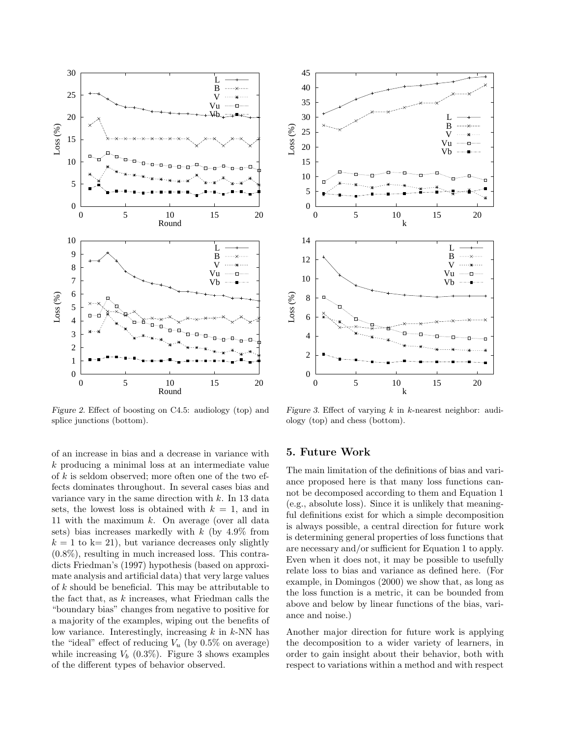Figure 2. Effect of boosting on C4.5: audiology (top) and splice junctions (bottom).

Figure 3. Effect of varying $k$ in $k$-nearest neighbor: audiology (top) and chess (bottom).

of an increase in bias and a decrease in variance with $k$ producing a minimal loss at an intermediate value of $k$ is seldom observed; more often one of the two effects dominates throughout. In several cases bias and variance vary in the same direction with $k$. In 13 data sets, the lowest loss is obtained with $k = 1$, and in 11 with the maximum $k$. On average (over all data sets) bias increases markedly with $k$ (by 4.9% from $k = 1$ to k= 21), but variance decreases only slightly (0.8%), resulting in much increased loss. This contradicts Friedman's (1997) hypothesis (based on approximate analysis and artificial data) that very large values of $k$ should be beneficial. This may be attributable to the fact that, as $k$ increases, what Friedman calls the "boundary bias" changes from negative to positive for a majority of the examples, wiping out the benefits of low variance. Interestingly, increasing $k$ in $k$-NN has the "ideal" effect of reducing $V_u$ (by 0.5% on average) while increasing $V_b$ (0.3%). Figure 3 shows examples of the different types of behavior observed.

## 5. Future Work

The main limitation of the definitions of bias and variance proposed here is that many loss functions cannot be decomposed according to them and Equation 1 (e.g., absolute loss). Since it is unlikely that meaningful definitions exist for which a simple decomposition is always possible, a central direction for future work is determining general properties of loss functions that are necessary and/or sufficient for Equation 1 to apply. Even when it does not, it may be possible to usefully relate loss to bias and variance as defined here. (For example, in Domingos (2000) we show that, as long as the loss function is a metric, it can be bounded from above and below by linear functions of the bias, variance and noise.)

Another major direction for future work is applying the decomposition to a wider variety of learners, in order to gain insight about their behavior, both with respect to variations within a method and with respect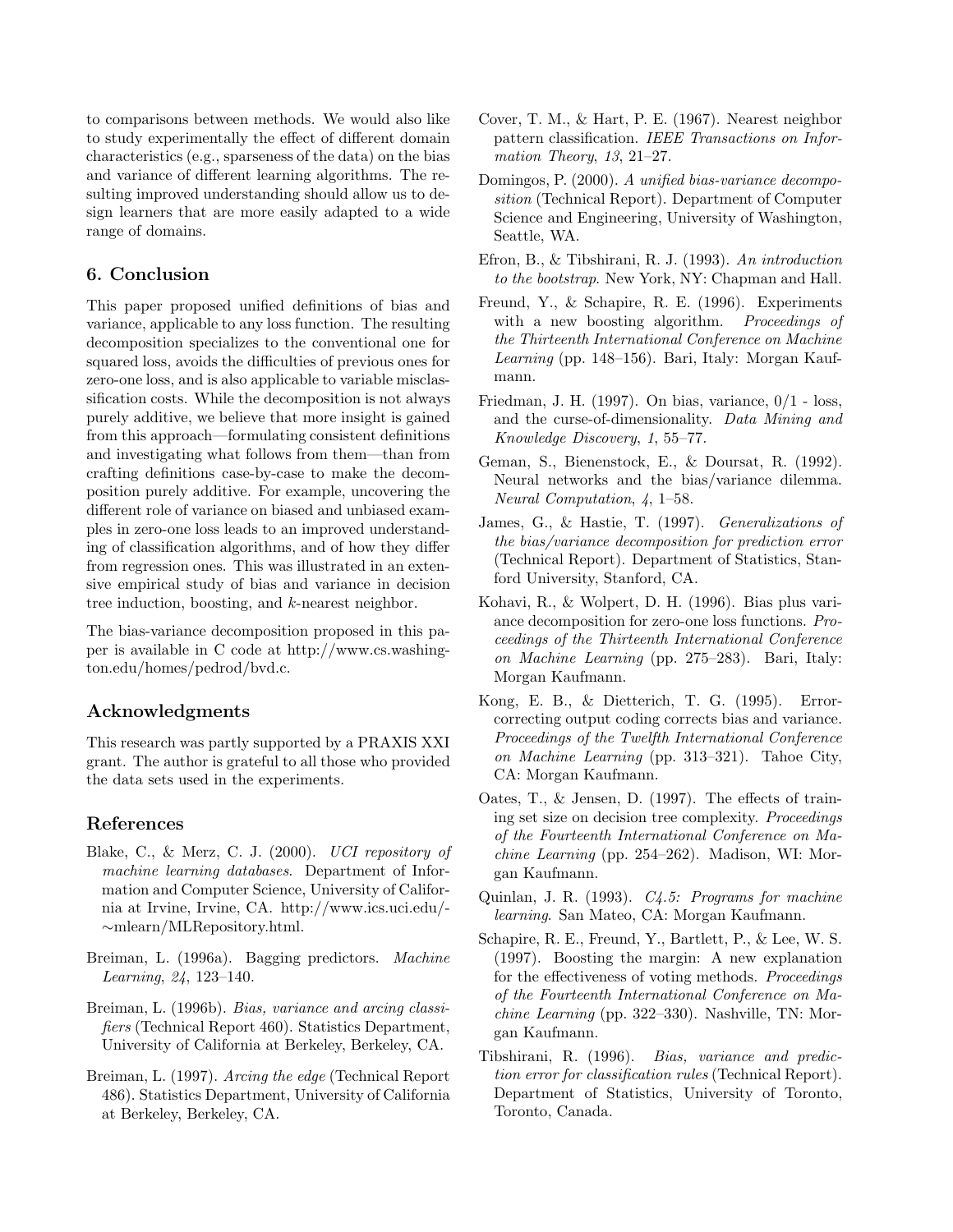to comparisons between methods. We would also like to study experimentally the effect of different domain characteristics (e.g., sparseness of the data) on the bias and variance of different learning algorithms. The resulting improved understanding should allow us to design learners that are more easily adapted to a wide range of domains.

## 6. Conclusion

This paper proposed unified definitions of bias and variance, applicable to any loss function. The resulting decomposition specializes to the conventional one for squared loss, avoids the difficulties of previous ones for zero-one loss, and is also applicable to variable misclassification costs. While the decomposition is not always purely additive, we believe that more insight is gained from this approach—formulating consistent definitions and investigating what follows from them—than from crafting definitions case-by-case to make the decomposition purely additive. For example, uncovering the different role of variance on biased and unbiased examples in zero-one loss leads to an improved understanding of classification algorithms, and of how they differ from regression ones. This was illustrated in an extensive empirical study of bias and variance in decision tree induction, boosting, and $k$-nearest neighbor.

The bias-variance decomposition proposed in this paper is available in C code at http://www.cs.washington.edu/homes/pedrod/bvd.c.

## Acknowledgments

This research was partly supported by a PRAXIS XXI grant. The author is grateful to all those who provided the data sets used in the experiments.

## References

Blake, C., & Merz, C. J. (2000). *UCI repository of machine learning databases*. Department of Information and Computer Science, University of California at Irvine, Irvine, CA. http://www.ics.uci.edu/~mlearn/MLRepository.html.

Breiman, L. (1996a). Bagging predictors. *Machine Learning*, *24*, 123–140.

Breiman, L. (1996b). *Bias, variance and arcing classifiers* (Technical Report 460). Statistics Department, University of California at Berkeley, Berkeley, CA.

Breiman, L. (1997). *Arcing the edge* (Technical Report 486). Statistics Department, University of California at Berkeley, Berkeley, CA.

Cover, T. M., & Hart, P. E. (1967). Nearest neighbor pattern classification. *IEEE Transactions on Information Theory*, *13*, 21–27.

Domingos, P. (2000). *A unified bias-variance decomposition* (Technical Report). Department of Computer Science and Engineering, University of Washington, Seattle, WA.

Efron, B., & Tibshirani, R. J. (1993). *An introduction to the bootstrap*. New York, NY: Chapman and Hall.

Freund, Y., & Schapire, R. E. (1996). Experiments with a new boosting algorithm. *Proceedings of the Thirteenth International Conference on Machine Learning* (pp. 148–156). Bari, Italy: Morgan Kaufmann.

Friedman, J. H. (1997). On bias, variance, 0/1 - loss, and the curse-of-dimensionality. *Data Mining and Knowledge Discovery*, *1*, 55–77.

Geman, S., Bienenstock, E., & Doursat, R. (1992). Neural networks and the bias/variance dilemma. *Neural Computation*, *4*, 1–58.

James, G., & Hastie, T. (1997). *Generalizations of the bias/variance decomposition for prediction error* (Technical Report). Department of Statistics, Stanford University, Stanford, CA.

Kohavi, R., & Wolpert, D. H. (1996). Bias plus variance decomposition for zero-one loss functions. *Proceedings of the Thirteenth International Conference on Machine Learning* (pp. 275–283). Bari, Italy: Morgan Kaufmann.

Kong, E. B., & Dietterich, T. G. (1995). Error-correcting output coding corrects bias and variance. *Proceedings of the Twelfth International Conference on Machine Learning* (pp. 313–321). Tahoe City, CA: Morgan Kaufmann.

Oates, T., & Jensen, D. (1997). The effects of training set size on decision tree complexity. *Proceedings of the Fourteenth International Conference on Machine Learning* (pp. 254–262). Madison, WI: Morgan Kaufmann.

Quinlan, J. R. (1993). *C4.5: Programs for machine learning*. San Mateo, CA: Morgan Kaufmann.

Schapire, R. E., Freund, Y., Bartlett, P., & Lee, W. S. (1997). Boosting the margin: A new explanation for the effectiveness of voting methods. *Proceedings of the Fourteenth International Conference on Machine Learning* (pp. 322–330). Nashville, TN: Morgan Kaufmann.

Tibshirani, R. (1996). *Bias, variance and prediction error for classification rules* (Technical Report). Department of Statistics, University of Toronto, Toronto, Canada.